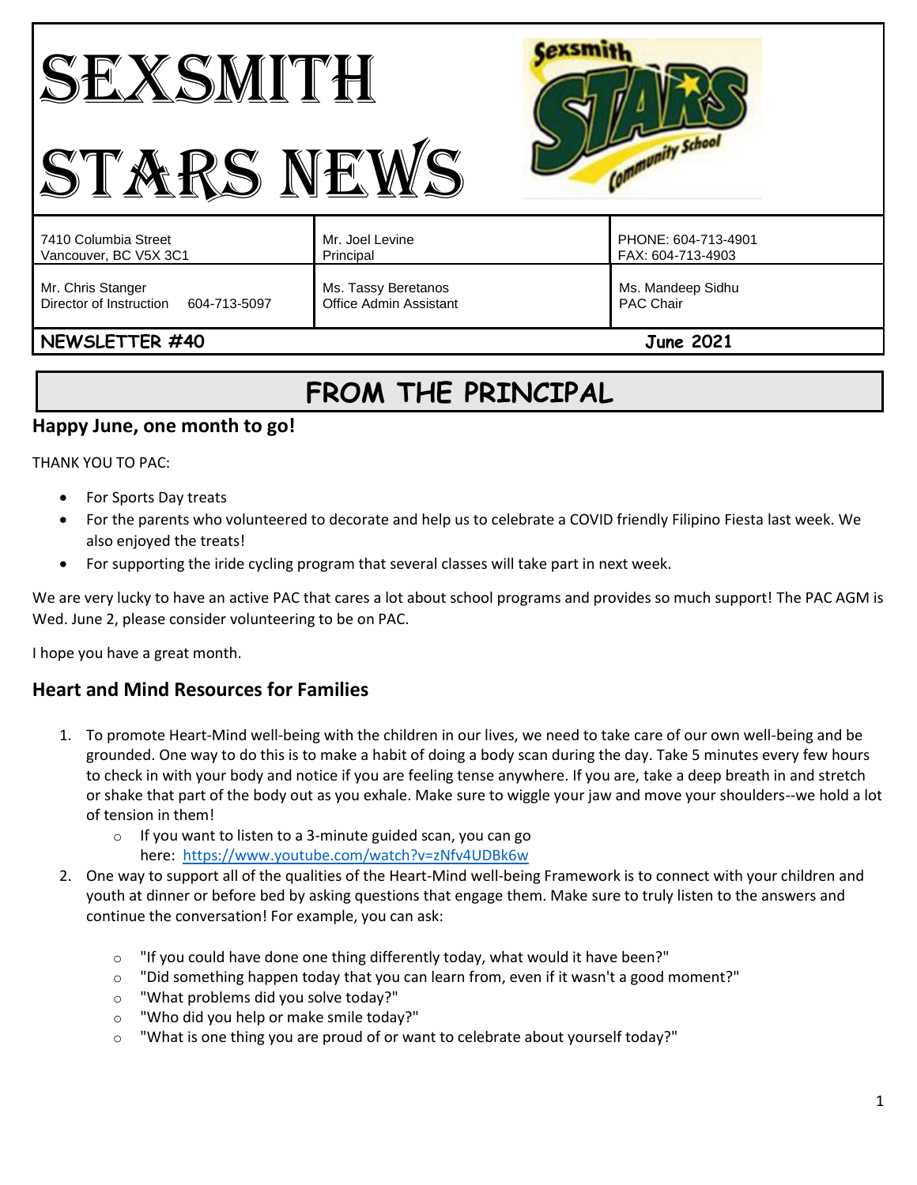# SEXSMITH STARS NEWS

| | | |
|---|---|---|
| 7410 Columbia Street<br>Vancouver, BC V5X 3C1 | Mr. Joel Levine<br>Principal | PHONE: 604-713-4901<br>FAX: 604-713-4903 |
| Mr. Chris Stanger<br>Director of Instruction 604-713-5097 | Ms. Tassy Beretanos<br>Office Admin Assistant | Ms. Mandeep Sidhu<br>PAC Chair |

**NEWSLETTER #40** **June 2021**

# FROM THE PRINCIPAL

## Happy June, one month to go!

THANK YOU TO PAC:

- For Sports Day treats
- For the parents who volunteered to decorate and help us to celebrate a COVID friendly Filipino Fiesta last week. We also enjoyed the treats!
- For supporting the iride cycling program that several classes will take part in next week.

We are very lucky to have an active PAC that cares a lot about school programs and provides so much support! The PAC AGM is Wed. June 2, please consider volunteering to be on PAC.

I hope you have a great month.

## Heart and Mind Resources for Families

1. To promote Heart-Mind well-being with the children in our lives, we need to take care of our own well-being and be grounded. One way to do this is to make a habit of doing a body scan during the day. Take 5 minutes every few hours to check in with your body and notice if you are feeling tense anywhere. If you are, take a deep breath in and stretch or shake that part of the body out as you exhale. Make sure to wiggle your jaw and move your shoulders--we hold a lot of tension in them!
   - If you want to listen to a 3-minute guided scan, you can go here: https://www.youtube.com/watch?v=zNfv4UDBk6w
2. One way to support all of the qualities of the Heart-Mind well-being Framework is to connect with your children and youth at dinner or before bed by asking questions that engage them. Make sure to truly listen to the answers and continue the conversation! For example, you can ask:
   - "If you could have done one thing differently today, what would it have been?"
   - "Did something happen today that you can learn from, even if it wasn't a good moment?"
   - "What problems did you solve today?"
   - "Who did you help or make smile today?"
   - "What is one thing you are proud of or want to celebrate about yourself today?"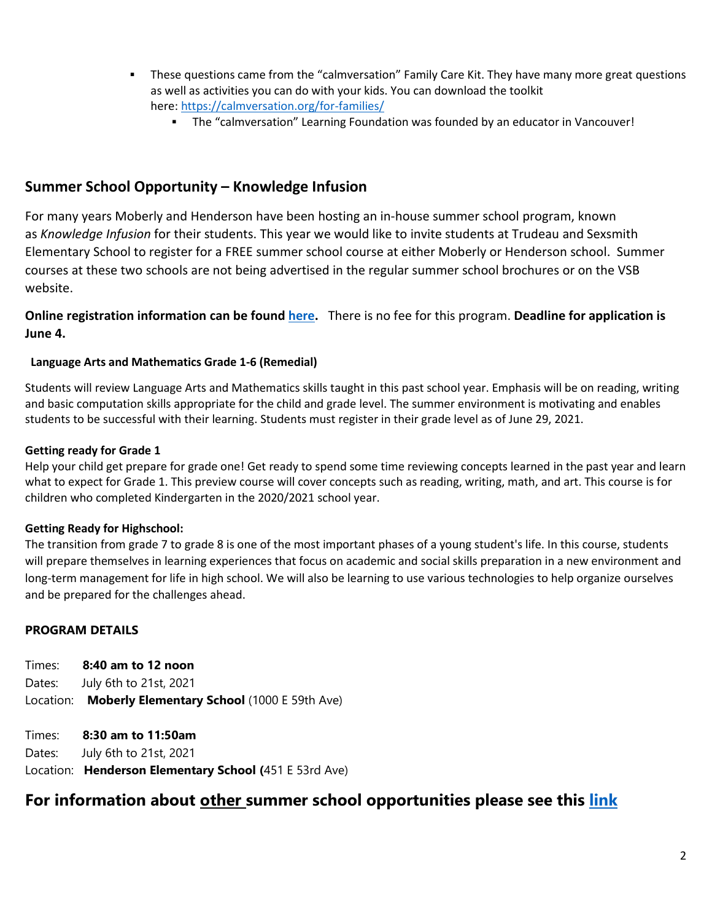- These questions came from the "calmversation" Family Care Kit. They have many more great questions as well as activities you can do with your kids. You can download the toolkit here: [https://calmversation.org/for-families/](https://calmversation.org/for-families/)
  - The "calmversation" Learning Foundation was founded by an educator in Vancouver!

## Summer School Opportunity – Knowledge Infusion

For many years Moberly and Henderson have been hosting an in-house summer school program, known as *Knowledge Infusion* for their students. This year we would like to invite students at Trudeau and Sexsmith Elementary School to register for a FREE summer school course at either Moberly or Henderson school. Summer courses at these two schools are not being advertised in the regular summer school brochures or on the VSB website.

**Online registration information can be found here.** There is no fee for this program. **Deadline for application is June 4.**

**Language Arts and Mathematics Grade 1-6 (Remedial)**

Students will review Language Arts and Mathematics skills taught in this past school year. Emphasis will be on reading, writing and basic computation skills appropriate for the child and grade level. The summer environment is motivating and enables students to be successful with their learning. Students must register in their grade level as of June 29, 2021.

**Getting ready for Grade 1**

Help your child get prepare for grade one! Get ready to spend some time reviewing concepts learned in the past year and learn what to expect for Grade 1. This preview course will cover concepts such as reading, writing, math, and art. This course is for children who completed Kindergarten in the 2020/2021 school year.

**Getting Ready for Highschool:**

The transition from grade 7 to grade 8 is one of the most important phases of a young student's life. In this course, students will prepare themselves in learning experiences that focus on academic and social skills preparation in a new environment and long-term management for life in high school. We will also be learning to use various technologies to help organize ourselves and be prepared for the challenges ahead.

**PROGRAM DETAILS**

Times: **8:40 am to 12 noon**
Dates: July 6th to 21st, 2021
Location: **Moberly Elementary School** (1000 E 59th Ave)

Times: **8:30 am to 11:50am**
Dates: July 6th to 21st, 2021
Location: **Henderson Elementary School (**451 E 53rd Ave)

## For information about other summer school opportunities please see this link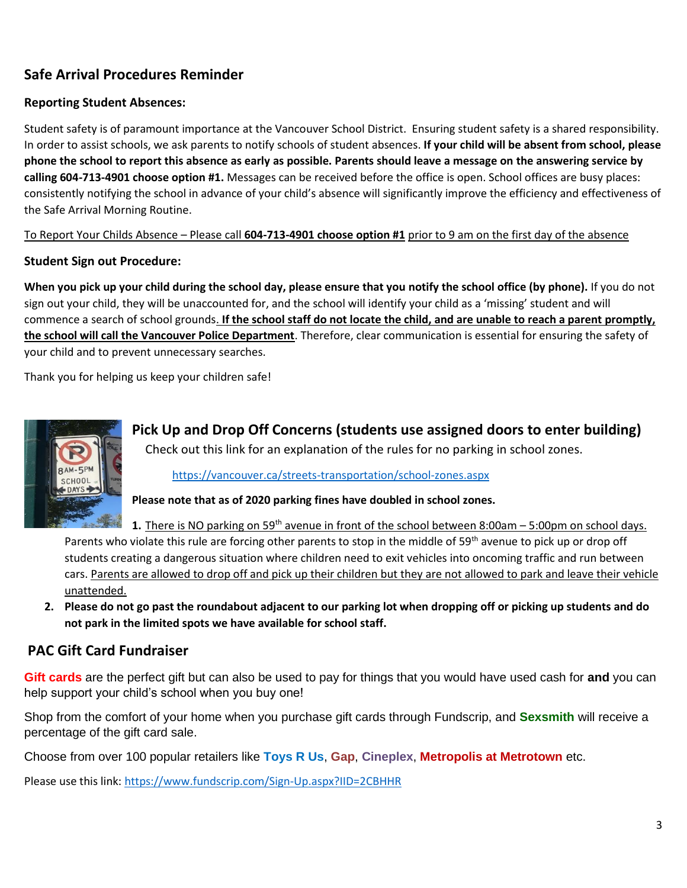## Safe Arrival Procedures Reminder

### Reporting Student Absences:

Student safety is of paramount importance at the Vancouver School District. Ensuring student safety is a shared responsibility. In order to assist schools, we ask parents to notify schools of student absences. **If your child will be absent from school, please phone the school to report this absence as early as possible. Parents should leave a message on the answering service by calling 604-713-4901 choose option #1.** Messages can be received before the office is open. School offices are busy places: consistently notifying the school in advance of your child's absence will significantly improve the efficiency and effectiveness of the Safe Arrival Morning Routine.

To Report Your Childs Absence – Please call **604-713-4901 choose option #1** prior to 9 am on the first day of the absence

### Student Sign out Procedure:

**When you pick up your child during the school day, please ensure that you notify the school office (by phone).** If you do not sign out your child, they will be unaccounted for, and the school will identify your child as a 'missing' student and will commence a search of school grounds. **If the school staff do not locate the child, and are unable to reach a parent promptly, the school will call the Vancouver Police Department**. Therefore, clear communication is essential for ensuring the safety of your child and to prevent unnecessary searches.

Thank you for helping us keep your children safe!

## Pick Up and Drop Off Concerns (students use assigned doors to enter building)

Check out this link for an explanation of the rules for no parking in school zones.

https://vancouver.ca/streets-transportation/school-zones.aspx

**Please note that as of 2020 parking fines have doubled in school zones.**

1. There is NO parking on 59th avenue in front of the school between 8:00am – 5:00pm on school days. Parents who violate this rule are forcing other parents to stop in the middle of 59th avenue to pick up or drop off students creating a dangerous situation where children need to exit vehicles into oncoming traffic and run between cars. Parents are allowed to drop off and pick up their children but they are not allowed to park and leave their vehicle unattended.
2. **Please do not go past the roundabout adjacent to our parking lot when dropping off or picking up students and do not park in the limited spots we have available for school staff.**

## PAC Gift Card Fundraiser

**Gift cards** are the perfect gift but can also be used to pay for things that you would have used cash for **and** you can help support your child's school when you buy one!

Shop from the comfort of your home when you purchase gift cards through Fundscrip, and **Sexsmith** will receive a percentage of the gift card sale.

Choose from over 100 popular retailers like **Toys R Us**, **Gap**, **Cineplex**, **Metropolis at Metrotown** etc.

Please use this link: https://www.fundscrip.com/Sign-Up.aspx?IID=2CBHHR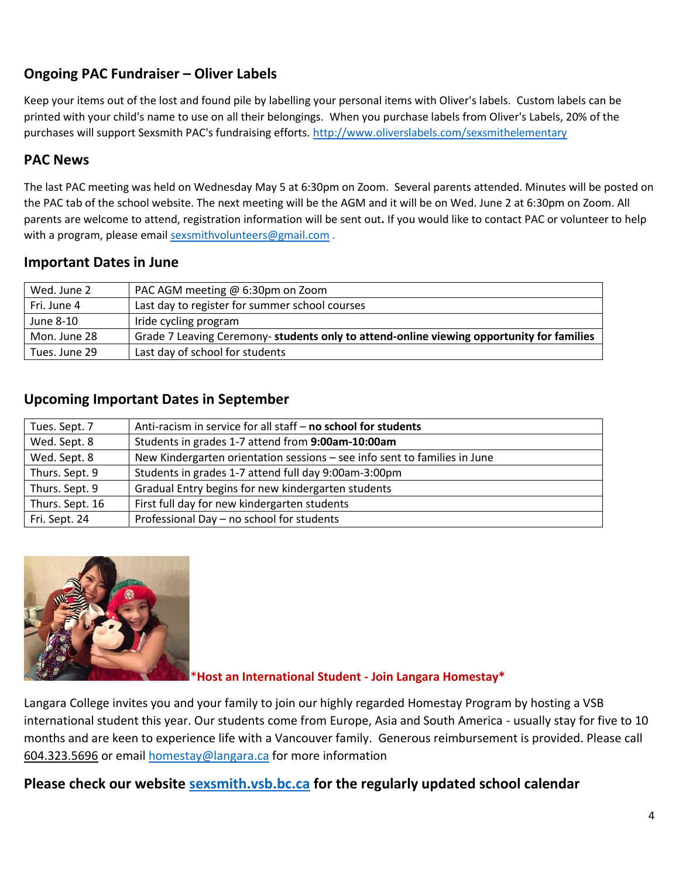## Ongoing PAC Fundraiser – Oliver Labels

Keep your items out of the lost and found pile by labelling your personal items with Oliver's labels. Custom labels can be printed with your child's name to use on all their belongings. When you purchase labels from Oliver's Labels, 20% of the purchases will support Sexsmith PAC's fundraising efforts. http://www.oliverslabels.com/sexsmithelementary

## PAC News

The last PAC meeting was held on Wednesday May 5 at 6:30pm on Zoom. Several parents attended. Minutes will be posted on the PAC tab of the school website. The next meeting will be the AGM and it will be on Wed. June 2 at 6:30pm on Zoom. All parents are welcome to attend, registration information will be sent out**.** If you would like to contact PAC or volunteer to help with a program, please email sexsmithvolunteers@gmail.com .

## Important Dates in June

| | |
|---|---|
| Wed. June 2 | PAC AGM meeting @ 6:30pm on Zoom |
| Fri. June 4 | Last day to register for summer school courses |
| June 8-10 | Iride cycling program |
| Mon. June 28 | Grade 7 Leaving Ceremony- **students only to attend-online viewing opportunity for families** |
| Tues. June 29 | Last day of school for students |

## Upcoming Important Dates in September

| | |
|---|---|
| Tues. Sept. 7 | Anti-racism in service for all staff – **no school for students** |
| Wed. Sept. 8 | Students in grades 1-7 attend from **9:00am-10:00am** |
| Wed. Sept. 8 | New Kindergarten orientation sessions – see info sent to families in June |
| Thurs. Sept. 9 | Students in grades 1-7 attend full day 9:00am-3:00pm |
| Thurs. Sept. 9 | Gradual Entry begins for new kindergarten students |
| Thurs. Sept. 16 | First full day for new kindergarten students |
| Fri. Sept. 24 | Professional Day – no school for students |

**\*Host an International Student - Join Langara Homestay\***

Langara College invites you and your family to join our highly regarded Homestay Program by hosting a VSB international student this year. Our students come from Europe, Asia and South America - usually stay for five to 10 months and are keen to experience life with a Vancouver family. Generous reimbursement is provided. Please call 604.323.5696 or email homestay@langara.ca for more information

**Please check our website sexsmith.vsb.bc.ca for the regularly updated school calendar**